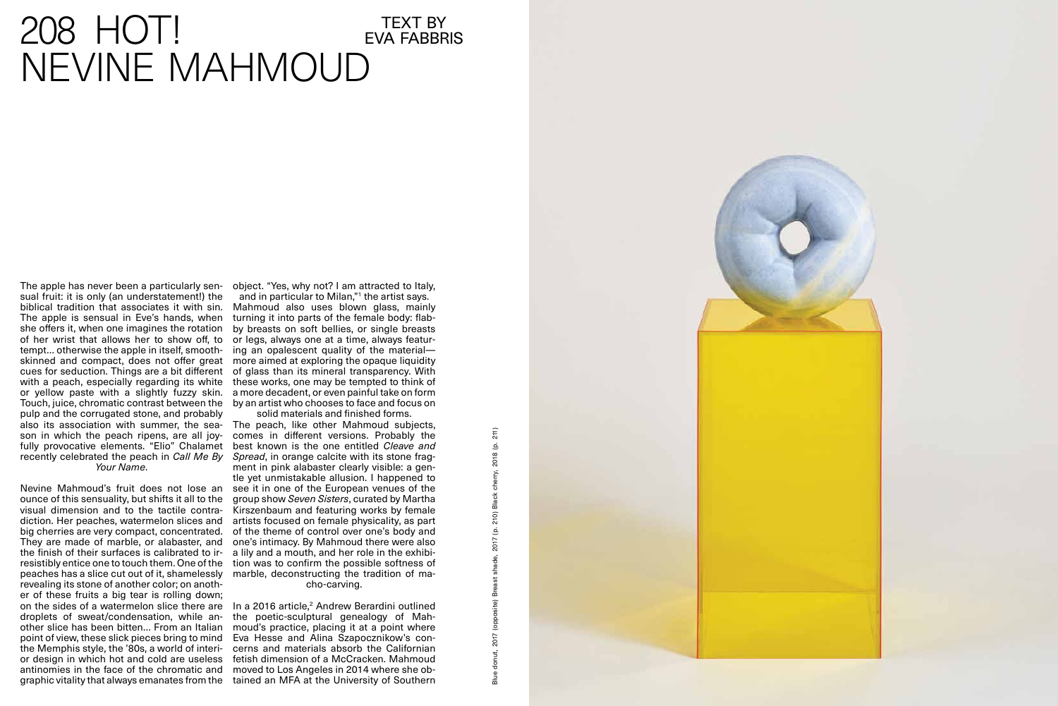# 208 HOT! NEVINE MAHMOUD

TEXT BY EVA FABBRIS

The apple has never been a particularly sensual fruit: it is only (an understatement!) the biblical tradition that associates it with sin. The apple is sensual in Eve's hands, when she offers it, when one imagines the rotation of her wrist that allows her to show off, to tempt... otherwise the apple in itself, smooth-skinned and compact, does not offer great cues for seduction. Things are a bit different with a peach, especially regarding its white or yellow paste with a slightly fuzzy skin. Touch, juice, chromatic contrast between the pulp and the corrugated stone, and probably also its association with summer, the season in which the peach ripens, are all joyfully provocative elements. "Elio" Chalamet recently celebrated the peach in *Call Me By Your Name*.

Nevine Mahmoud's fruit does not lose an ounce of this sensuality, but shifts it all to the visual dimension and to the tactile contradiction. Her peaches, watermelon slices and big cherries are very compact, concentrated. They are made of marble, or alabaster, and the finish of their surfaces is calibrated to irresistibly entice one to touch them. One of the peaches has a slice cut out of it, shamelessly revealing its stone of another color; on another of these fruits a big tear is rolling down; on the sides of a watermelon slice there are droplets of sweat/condensation, while another slice has been bitten... From an Italian point of view, these slick pieces bring to mind the Memphis style, the '80s, a world of interior design in which hot and cold are useless antinomies in the face of the chromatic and graphic vitality that always emanates from the object. "Yes, why not? I am attracted to Italy, and in particular to Milan,"[1] the artist says.

Mahmoud also uses blown glass, mainly turning it into parts of the female body: flabby breasts on soft bellies, or single breasts or legs, always one at a time, always featuring an opalescent quality of the material—more aimed at exploring the opaque liquidity of glass than its mineral transparency. With these works, one may be tempted to think of a more decadent, or even painful take on form by an artist who chooses to face and focus on solid materials and finished forms.

The peach, like other Mahmoud subjects, comes in different versions. Probably the best known is the one entitled *Cleave and Spread*, in orange calcite with its stone fragment in pink alabaster clearly visible: a gentle yet unmistakable allusion. I happened to see it in one of the European venues of the group show *Seven Sisters*, curated by Martha Kirszenbaum and featuring works by female artists focused on female physicality, as part of the theme of control over one's body and one's intimacy. By Mahmoud there were also a lily and a mouth, and her role in the exhibition was to confirm the possible softness of marble, deconstructing the tradition of macho-carving.

In a 2016 article,[2] Andrew Berardini outlined the poetic-sculptural genealogy of Mahmoud's practice, placing it at a point where Eva Hesse and Alina Szapocznikow's concerns and materials absorb the Californian fetish dimension of a McCracken. Mahmoud moved to Los Angeles in 2014 where she obtained an MFA at the University of Southern

Blue donut, 2017 (opposite) Breast shade, 2017 (p. 210) Black cherry, 2018 (p. 211)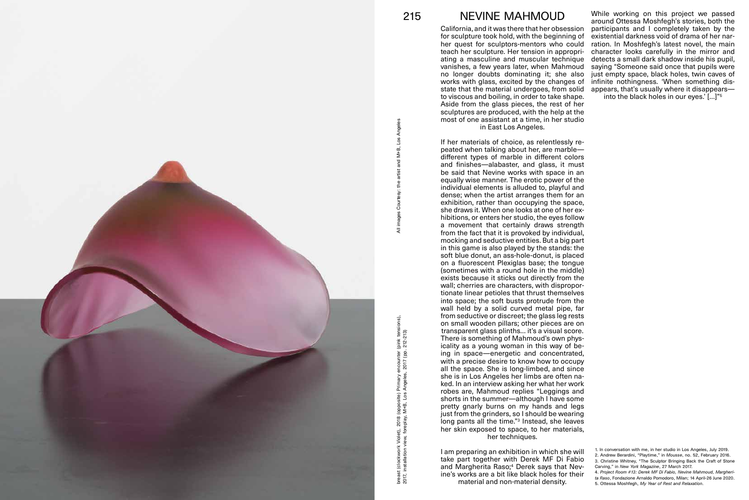# NEVINE MAHMOUD

California, and it was there that her obsession for sculpture took hold, with the beginning of her quest for sculptors-mentors who could teach her sculpture. Her tension in appropriating a masculine and muscular technique vanishes, a few years later, when Mahmoud no longer doubts dominating it; she also works with glass, excited by the changes of state that the material undergoes, from solid to viscous and boiling, in order to take shape. Aside from the glass pieces, the rest of her sculptures are produced, with the help at the most of one assistant at a time, in her studio in East Los Angeles.

If her materials of choice, as relentlessly repeated when talking about her, are marble—different types of marble in different colors and finishes—alabaster, and glass, it must be said that Nevine works with space in an equally wise manner. The erotic power of the individual elements is alluded to, playful and dense; when the artist arranges them for an exhibition, rather than occupying the space, she draws it. When one looks at one of her exhibitions, or enters her studio, the eyes follow a movement that certainly draws strength from the fact that it is provoked by individual, mocking and seductive entities. But a big part in this game is also played by the stands: the soft blue donut, an ass-hole-donut, is placed on a fluorescent Plexiglas base; the tongue (sometimes with a round hole in the middle) exists because it sticks out directly from the wall; cherries are characters, with disproportionate linear petioles that thrust themselves into space; the soft busts protrude from the wall held by a solid curved metal pipe, far from seductive or discreet; the glass leg rests on small wooden pillars; other pieces are on transparent glass plinths... it's a visual score. There is something of Mahmoud's own physicality as a young woman in this way of being in space—energetic and concentrated, with a precise desire to know how to occupy all the space. She is long-limbed, and since she is in Los Angeles her limbs are often naked. In an interview asking her what her work robes are, Mahmoud replies "Leggings and shorts in the summer—although I have some pretty gnarly burns on my hands and legs just from the grinders, so I should be wearing long pants all the time."[3] Instead, she leaves her skin exposed to space, to her materials, her techniques.

I am preparing an exhibition in which she will take part together with Derek MF Di Fabio and Margherita Raso;[4] Derek says that Nevine's works are a bit like black holes for their material and non-material density.

While working on this project we passed around Ottessa Moshfegh's stories, both the participants and I completely taken by the existential darkness void of drama of her narration. In Moshfegh's latest novel, the main character looks carefully in the mirror and detects a small dark shadow inside his pupil, saying "Someone said once that pupils were just empty space, black holes, twin caves of infinite nothingness. 'When something disappears, that's usually where it disappears—into the black holes in our eyes.' [...]"[5]

breast (clockwork Violet), 2018 (opposite) Primary encounter (pink tensions), 2017, installation view, foreplay, M+B, Los Angeles, 2017 (pp. 212-213)

All images Courtesy: the artist and M+B, Los Angeles

1. In conversation with me, in her studio in Los Angeles, July 2019.
2. Andrew Berardini, "Playtime," in *Mousse*, no. 52, February 2016.
3. Christine Whitney, "The Sculptor Bringing Back the Craft of Stone Carving," in *New York Magazine*, 27 March 2017.
4. *Project Room #13: Derek MF Di Fabio, Nevine Mahmoud, Margherita Raso*, Fondazione Arnaldo Pomodoro, Milan; 14 April-26 June 2020.
5. Ottessa Moshfegh, *My Year of Rest and Relaxation*.